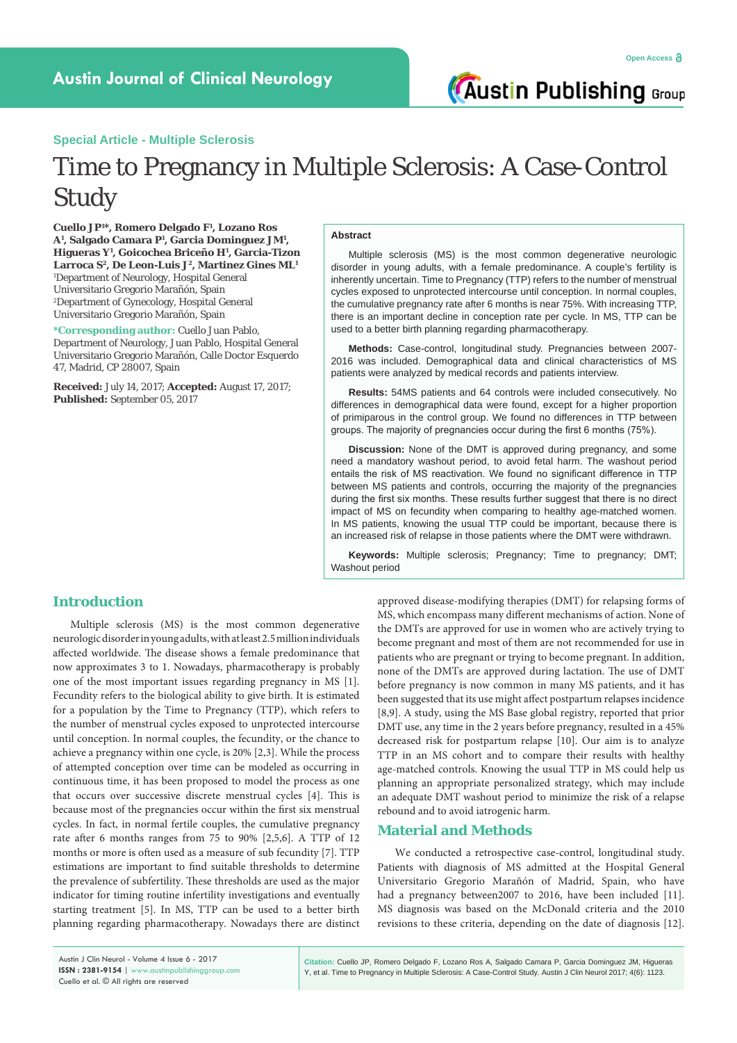Special Article - Multiple Sclerosis

# Time to Pregnancy in Multiple Sclerosis: A Case-Control Study

**Cuello JP[1]\*, Romero Delgado F[1], Lozano Ros A[1], Salgado Camara P[1], Garcia Dominguez JM[1], Higueras Y[1], Goicochea Briceño H[1], Garcia-Tizon Larroca S[2], De Leon-Luis J[2], Martinez Gines ML[1]**

[1]Department of Neurology, Hospital General Universitario Gregorio Marañón, Spain

[2]Department of Gynecology, Hospital General Universitario Gregorio Marañón, Spain

**\*Corresponding author:** Cuello Juan Pablo, Department of Neurology, Juan Pablo, Hospital General Universitario Gregorio Marañón, Calle Doctor Esquerdo 47, Madrid, CP 28007, Spain

**Received:** July 14, 2017; **Accepted:** August 17, 2017; **Published:** September 05, 2017

## Abstract

Multiple sclerosis (MS) is the most common degenerative neurologic disorder in young adults, with a female predominance. A couple's fertility is inherently uncertain. Time to Pregnancy (TTP) refers to the number of menstrual cycles exposed to unprotected intercourse until conception. In normal couples, the cumulative pregnancy rate after 6 months is near 75%. With increasing TTP, there is an important decline in conception rate per cycle. In MS, TTP can be used to a better birth planning regarding pharmacotherapy.

**Methods:** Case-control, longitudinal study. Pregnancies between 2007-2016 was included. Demographical data and clinical characteristics of MS patients were analyzed by medical records and patients interview.

**Results:** 54MS patients and 64 controls were included consecutively. No differences in demographical data were found, except for a higher proportion of primiparous in the control group. We found no differences in TTP between groups. The majority of pregnancies occur during the first 6 months (75%).

**Discussion:** None of the DMT is approved during pregnancy, and some need a mandatory washout period, to avoid fetal harm. The washout period entails the risk of MS reactivation. We found no significant difference in TTP between MS patients and controls, occurring the majority of the pregnancies during the first six months. These results further suggest that there is no direct impact of MS on fecundity when comparing to healthy age-matched women. In MS patients, knowing the usual TTP could be important, because there is an increased risk of relapse in those patients where the DMT were withdrawn.

**Keywords:** Multiple sclerosis; Pregnancy; Time to pregnancy; DMT; Washout period

## Introduction

Multiple sclerosis (MS) is the most common degenerative neurologic disorder in young adults, with at least 2.5 million individuals affected worldwide. The disease shows a female predominance that now approximates 3 to 1. Nowadays, pharmacotherapy is probably one of the most important issues regarding pregnancy in MS [1]. Fecundity refers to the biological ability to give birth. It is estimated for a population by the Time to Pregnancy (TTP), which refers to the number of menstrual cycles exposed to unprotected intercourse until conception. In normal couples, the fecundity, or the chance to achieve a pregnancy within one cycle, is 20% [2,3]. While the process of attempted conception over time can be modeled as occurring in continuous time, it has been proposed to model the process as one that occurs over successive discrete menstrual cycles [4]. This is because most of the pregnancies occur within the first six menstrual cycles. In fact, in normal fertile couples, the cumulative pregnancy rate after 6 months ranges from 75 to 90% [2,5,6]. A TTP of 12 months or more is often used as a measure of sub fecundity [7]. TTP estimations are important to find suitable thresholds to determine the presence of subfertility. These thresholds are used as the major indicator for timing routine infertility investigations and eventually starting treatment [5]. In MS, TTP can be used to a better birth planning regarding pharmacotherapy. Nowadays there are distinct approved disease-modifying therapies (DMT) for relapsing forms of MS, which encompass many different mechanisms of action. None of the DMTs are approved for use in women who are actively trying to become pregnant and most of them are not recommended for use in patients who are pregnant or trying to become pregnant. In addition, none of the DMTs are approved during lactation. The use of DMT before pregnancy is now common in many MS patients, and it has been suggested that its use might affect postpartum relapses incidence [8,9]. A study, using the MS Base global registry, reported that prior DMT use, any time in the 2 years before pregnancy, resulted in a 45% decreased risk for postpartum relapse [10]. Our aim is to analyze TTP in an MS cohort and to compare their results with healthy age-matched controls. Knowing the usual TTP in MS could help us planning an appropriate personalized strategy, which may include an adequate DMT washout period to minimize the risk of a relapse rebound and to avoid iatrogenic harm.

## Material and Methods

We conducted a retrospective case-control, longitudinal study. Patients with diagnosis of MS admitted at the Hospital General Universitario Gregorio Marañón of Madrid, Spain, who have had a pregnancy between2007 to 2016, have been included [11]. MS diagnosis was based on the McDonald criteria and the 2010 revisions to these criteria, depending on the date of diagnosis [12].

**Citation:** Cuello JP, Romero Delgado F, Lozano Ros A, Salgado Camara P, Garcia Dominguez JM, Higueras Y, et al. Time to Pregnancy in Multiple Sclerosis: A Case-Control Study. Austin J Clin Neurol 2017; 4(6): 1123.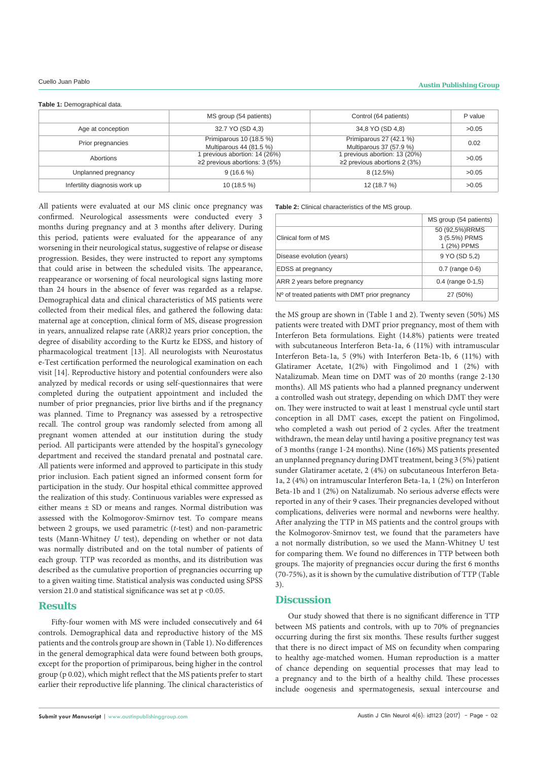**Table 1:** Demographical data.

| | MS group (54 patients) | Control (64 patients) | P value |
|---|---|---|---|
| Age at conception | 32.7 YO (SD 4,3) | 34,8 YO (SD 4,8) | >0.05 |
| Prior pregnancies | Primiparous 10 (18.5 %) Multiparous 44 (81.5 %) | Primiparous 27 (42.1 %) Multiparous 37 (57.9 %) | 0.02 |
| Abortions | 1 previous abortion: 14 (26%) ≥2 previous abortions: 3 (5%) | 1 previous abortion: 13 (20%) ≥2 previous abortions 2 (3%) | >0.05 |
| Unplanned pregnancy | 9 (16.6 %) | 8 (12.5%) | >0.05 |
| Infertility diagnosis work up | 10 (18.5 %) | 12 (18.7 %) | >0.05 |

All patients were evaluated at our MS clinic once pregnancy was confirmed. Neurological assessments were conducted every 3 months during pregnancy and at 3 months after delivery. During this period, patients were evaluated for the appearance of any worsening in their neurological status, suggestive of relapse or disease progression. Besides, they were instructed to report any symptoms that could arise in between the scheduled visits. The appearance, reappearance or worsening of focal neurological signs lasting more than 24 hours in the absence of fever was regarded as a relapse. Demographical data and clinical characteristics of MS patients were collected from their medical files, and gathered the following data: maternal age at conception, clinical form of MS, disease progression in years, annualized relapse rate (ARR)2 years prior conception, the degree of disability according to the Kurtz ke EDSS, and history of pharmacological treatment [13]. All neurologists with Neurostatus e-Test certification performed the neurological examination on each visit [14]. Reproductive history and potential confounders were also analyzed by medical records or using self-questionnaires that were completed during the outpatient appointment and included the number of prior pregnancies, prior live births and if the pregnancy was planned. Time to Pregnancy was assessed by a retrospective recall. The control group was randomly selected from among all pregnant women attended at our institution during the study period. All participants were attended by the hospital's gynecology department and received the standard prenatal and postnatal care. All patients were informed and approved to participate in this study prior inclusion. Each patient signed an informed consent form for participation in the study. Our hospital ethical committee approved the realization of this study. Continuous variables were expressed as either means ± SD or means and ranges. Normal distribution was assessed with the Kolmogorov-Smirnov test. To compare means between 2 groups, we used parametric (*t*-test) and non-parametric tests (Mann-Whitney *U* test), depending on whether or not data was normally distributed and on the total number of patients of each group. TTP was recorded as months, and its distribution was described as the cumulative proportion of pregnancies occurring up to a given waiting time. Statistical analysis was conducted using SPSS version 21.0 and statistical significance was set at p <0.05.

## Results

Fifty-four women with MS were included consecutively and 64 controls. Demographical data and reproductive history of the MS patients and the controls group are shown in (Table 1). No differences in the general demographical data were found between both groups, except for the proportion of primiparous, being higher in the control group (p 0.02), which might reflect that the MS patients prefer to start earlier their reproductive life planning. The clinical characteristics of the MS group are shown in (Table 1 and 2). Twenty seven (50%) MS patients were treated with DMT prior pregnancy, most of them with Interferon Beta formulations. Eight (14.8%) patients were treated with subcutaneous Interferon Beta-1a, 6 (11%) with intramuscular Interferon Beta-1a, 5 (9%) with Interferon Beta-1b, 6 (11%) with Glatiramer Acetate, 1(2%) with Fingolimod and 1 (2%) with Natalizumab. Mean time on DMT was of 20 months (range 2-130 months). All MS patients who had a planned pregnancy underwent a controlled wash out strategy, depending on which DMT they were on. They were instructed to wait at least 1 menstrual cycle until start conception in all DMT cases, except the patient on Fingolimod, who completed a wash out period of 2 cycles. After the treatment withdrawn, the mean delay until having a positive pregnancy test was of 3 months (range 1-24 months). Nine (16%) MS patients presented an unplanned pregnancy during DMT treatment, being 3 (5%) patient sunder Glatiramer acetate, 2 (4%) on subcutaneous Interferon Beta-1a, 2 (4%) on intramuscular Interferon Beta-1a, 1 (2%) on Interferon Beta-1b and 1 (2%) on Natalizumab. No serious adverse effects were reported in any of their 9 cases. Their pregnancies developed without complications, deliveries were normal and newborns were healthy. After analyzing the TTP in MS patients and the control groups with the Kolmogorov-Smirnov test, we found that the parameters have a not normally distribution, so we used the Mann-Whitney U test for comparing them. We found no differences in TTP between both groups. The majority of pregnancies occur during the first 6 months (70-75%), as it is shown by the cumulative distribution of TTP (Table 3).

**Table 2:** Clinical characteristics of the MS group.

| | MS group (54 patients) |
|---|---|
| Clinical form of MS | 50 (92,5%)RRMS 3 (5.5%) PRMS 1 (2%) PPMS |
| Disease evolution (years) | 9 YO (SD 5,2) |
| EDSS at pregnancy | 0.7 (range 0-6) |
| ARR 2 years before pregnancy | 0.4 (range 0-1,5) |
| Nº of treated patients with DMT prior pregnancy | 27 (50%) |

## Discussion

Our study showed that there is no significant difference in TTP between MS patients and controls, with up to 70% of pregnancies occurring during the first six months. These results further suggest that there is no direct impact of MS on fecundity when comparing to healthy age-matched women. Human reproduction is a matter of chance depending on sequential processes that may lead to a pregnancy and to the birth of a healthy child. These processes include oogenesis and spermatogenesis, sexual intercourse and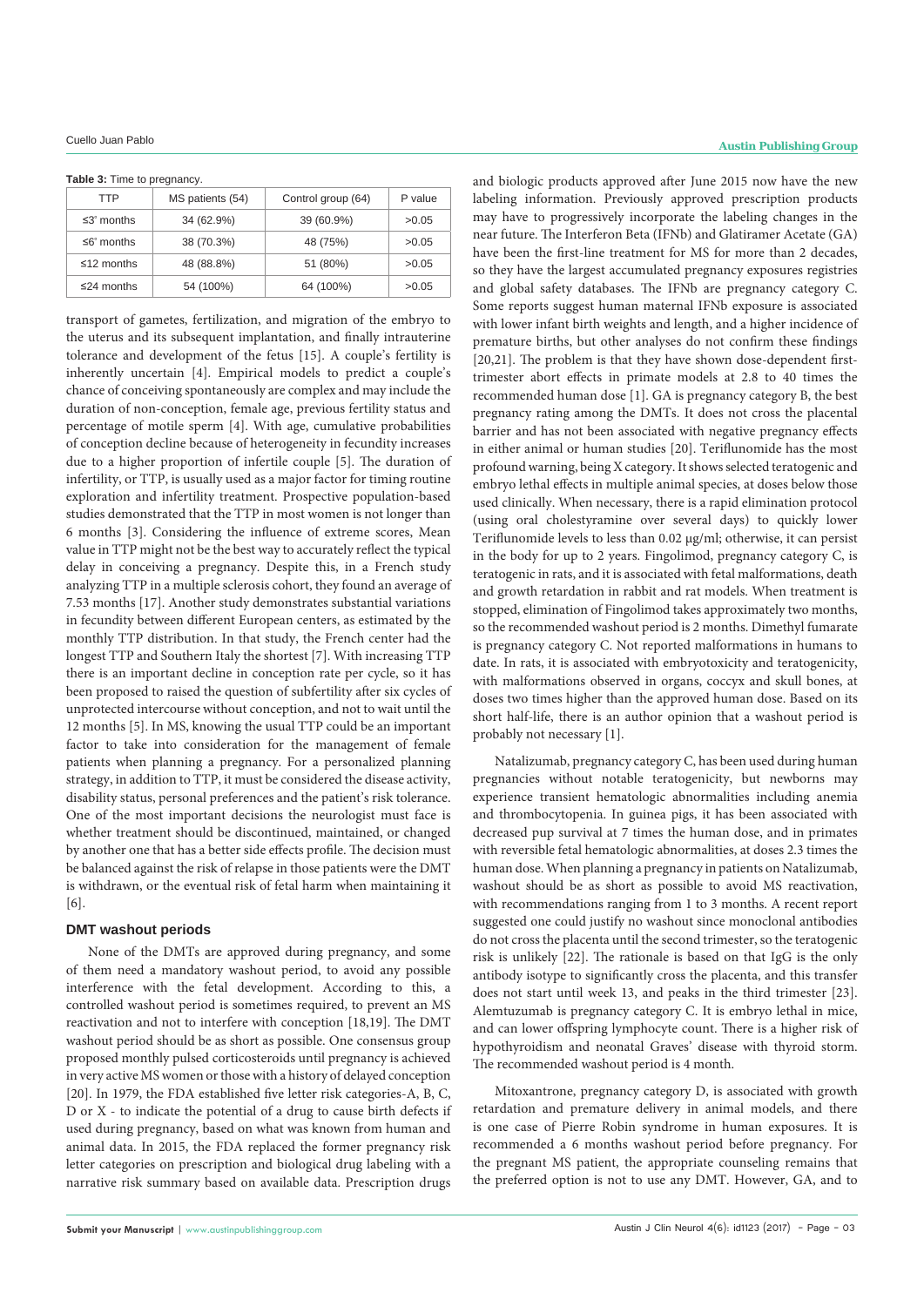**Table 3:** Time to pregnancy.

| TTP | MS patients (54) | Control group (64) | P value |
|---|---|---|---|
| ≤3' months | 34 (62.9%) | 39 (60.9%) | >0.05 |
| ≤6' months | 38 (70.3%) | 48 (75%) | >0.05 |
| ≤12 months | 48 (88.8%) | 51 (80%) | >0.05 |
| ≤24 months | 54 (100%) | 64 (100%) | >0.05 |

transport of gametes, fertilization, and migration of the embryo to the uterus and its subsequent implantation, and finally intrauterine tolerance and development of the fetus [15]. A couple's fertility is inherently uncertain [4]. Empirical models to predict a couple's chance of conceiving spontaneously are complex and may include the duration of non-conception, female age, previous fertility status and percentage of motile sperm [4]. With age, cumulative probabilities of conception decline because of heterogeneity in fecundity increases due to a higher proportion of infertile couple [5]. The duration of infertility, or TTP, is usually used as a major factor for timing routine exploration and infertility treatment. Prospective population-based studies demonstrated that the TTP in most women is not longer than 6 months [3]. Considering the influence of extreme scores, Mean value in TTP might not be the best way to accurately reflect the typical delay in conceiving a pregnancy. Despite this, in a French study analyzing TTP in a multiple sclerosis cohort, they found an average of 7.53 months [17]. Another study demonstrates substantial variations in fecundity between different European centers, as estimated by the monthly TTP distribution. In that study, the French center had the longest TTP and Southern Italy the shortest [7]. With increasing TTP there is an important decline in conception rate per cycle, so it has been proposed to raised the question of subfertility after six cycles of unprotected intercourse without conception, and not to wait until the 12 months [5]. In MS, knowing the usual TTP could be an important factor to take into consideration for the management of female patients when planning a pregnancy. For a personalized planning strategy, in addition to TTP, it must be considered the disease activity, disability status, personal preferences and the patient's risk tolerance. One of the most important decisions the neurologist must face is whether treatment should be discontinued, maintained, or changed by another one that has a better side effects profile. The decision must be balanced against the risk of relapse in those patients were the DMT is withdrawn, or the eventual risk of fetal harm when maintaining it [6].

## DMT washout periods

None of the DMTs are approved during pregnancy, and some of them need a mandatory washout period, to avoid any possible interference with the fetal development. According to this, a controlled washout period is sometimes required, to prevent an MS reactivation and not to interfere with conception [18,19]. The DMT washout period should be as short as possible. One consensus group proposed monthly pulsed corticosteroids until pregnancy is achieved in very active MS women or those with a history of delayed conception [20]. In 1979, the FDA established five letter risk categories-A, B, C, D or X - to indicate the potential of a drug to cause birth defects if used during pregnancy, based on what was known from human and animal data. In 2015, the FDA replaced the former pregnancy risk letter categories on prescription and biological drug labeling with a narrative risk summary based on available data. Prescription drugs and biologic products approved after June 2015 now have the new labeling information. Previously approved prescription products may have to progressively incorporate the labeling changes in the near future. The Interferon Beta (IFNb) and Glatiramer Acetate (GA) have been the first-line treatment for MS for more than 2 decades, so they have the largest accumulated pregnancy exposures registries and global safety databases. The IFNb are pregnancy category C. Some reports suggest human maternal IFNb exposure is associated with lower infant birth weights and length, and a higher incidence of premature births, but other analyses do not confirm these findings [20,21]. The problem is that they have shown dose-dependent first-trimester abort effects in primate models at 2.8 to 40 times the recommended human dose [1]. GA is pregnancy category B, the best pregnancy rating among the DMTs. It does not cross the placental barrier and has not been associated with negative pregnancy effects in either animal or human studies [20]. Teriflunomide has the most profound warning, being X category. It shows selected teratogenic and embryo lethal effects in multiple animal species, at doses below those used clinically. When necessary, there is a rapid elimination protocol (using oral cholestyramine over several days) to quickly lower Teriflunomide levels to less than 0.02 µg/ml; otherwise, it can persist in the body for up to 2 years. Fingolimod, pregnancy category C, is teratogenic in rats, and it is associated with fetal malformations, death and growth retardation in rabbit and rat models. When treatment is stopped, elimination of Fingolimod takes approximately two months, so the recommended washout period is 2 months. Dimethyl fumarate is pregnancy category C. Not reported malformations in humans to date. In rats, it is associated with embryotoxicity and teratogenicity, with malformations observed in organs, coccyx and skull bones, at doses two times higher than the approved human dose. Based on its short half-life, there is an author opinion that a washout period is probably not necessary [1].

Natalizumab, pregnancy category C, has been used during human pregnancies without notable teratogenicity, but newborns may experience transient hematologic abnormalities including anemia and thrombocytopenia. In guinea pigs, it has been associated with decreased pup survival at 7 times the human dose, and in primates with reversible fetal hematologic abnormalities, at doses 2.3 times the human dose. When planning a pregnancy in patients on Natalizumab, washout should be as short as possible to avoid MS reactivation, with recommendations ranging from 1 to 3 months. A recent report suggested one could justify no washout since monoclonal antibodies do not cross the placenta until the second trimester, so the teratogenic risk is unlikely [22]. The rationale is based on that IgG is the only antibody isotype to significantly cross the placenta, and this transfer does not start until week 13, and peaks in the third trimester [23]. Alemtuzumab is pregnancy category C. It is embryo lethal in mice, and can lower offspring lymphocyte count. There is a higher risk of hypothyroidism and neonatal Graves' disease with thyroid storm. The recommended washout period is 4 month.

Mitoxantrone, pregnancy category D, is associated with growth retardation and premature delivery in animal models, and there is one case of Pierre Robin syndrome in human exposures. It is recommended a 6 months washout period before pregnancy. For the pregnant MS patient, the appropriate counseling remains that the preferred option is not to use any DMT. However, GA, and to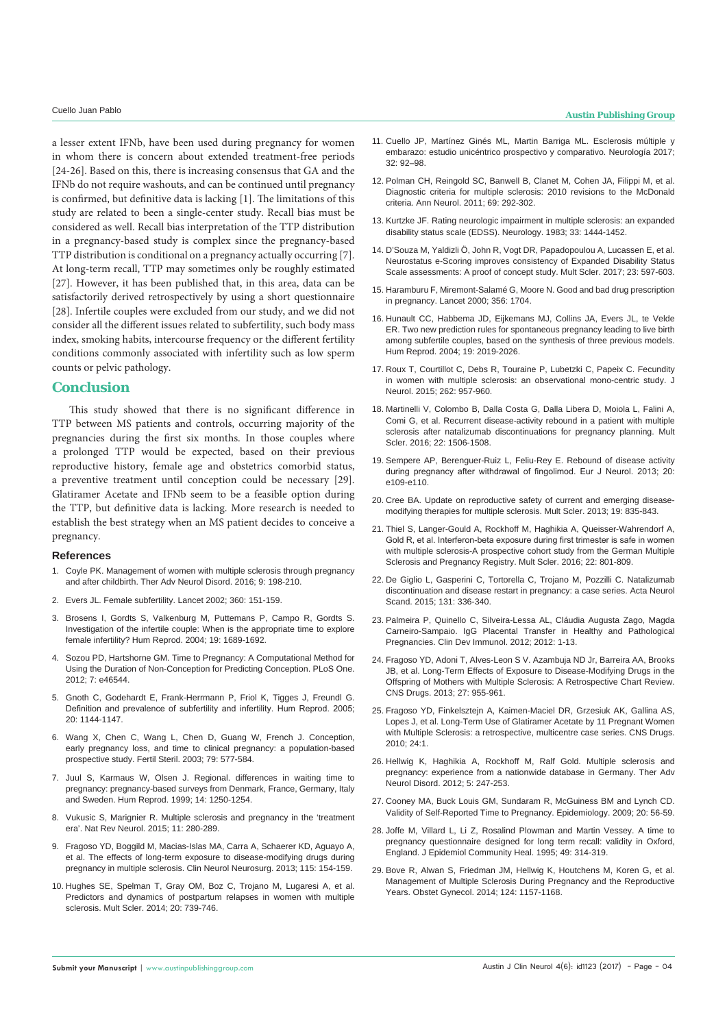a lesser extent IFNb, have been used during pregnancy for women in whom there is concern about extended treatment-free periods [24-26]. Based on this, there is increasing consensus that GA and the IFNb do not require washouts, and can be continued until pregnancy is confirmed, but definitive data is lacking [1]. The limitations of this study are related to been a single-center study. Recall bias must be considered as well. Recall bias interpretation of the TTP distribution in a pregnancy-based study is complex since the pregnancy-based TTP distribution is conditional on a pregnancy actually occurring [7]. At long-term recall, TTP may sometimes only be roughly estimated [27]. However, it has been published that, in this area, data can be satisfactorily derived retrospectively by using a short questionnaire [28]. Infertile couples were excluded from our study, and we did not consider all the different issues related to subfertility, such body mass index, smoking habits, intercourse frequency or the different fertility conditions commonly associated with infertility such as low sperm counts or pelvic pathology.

## Conclusion

This study showed that there is no significant difference in TTP between MS patients and controls, occurring majority of the pregnancies during the first six months. In those couples where a prolonged TTP would be expected, based on their previous reproductive history, female age and obstetrics comorbid status, a preventive treatment until conception could be necessary [29]. Glatiramer Acetate and IFNb seem to be a feasible option during the TTP, but definitive data is lacking. More research is needed to establish the best strategy when an MS patient decides to conceive a pregnancy.

### References

1. Coyle PK. Management of women with multiple sclerosis through pregnancy and after childbirth. Ther Adv Neurol Disord. 2016; 9: 198-210.
2. Evers JL. Female subfertility. Lancet 2002; 360: 151-159.
3. Brosens I, Gordts S, Valkenburg M, Puttemans P, Campo R, Gordts S. Investigation of the infertile couple: When is the appropriate time to explore female infertility? Hum Reprod. 2004; 19: 1689-1692.
4. Sozou PD, Hartshorne GM. Time to Pregnancy: A Computational Method for Using the Duration of Non-Conception for Predicting Conception. PLoS One. 2012; 7: e46544.
5. Gnoth C, Godehardt E, Frank-Herrmann P, Friol K, Tigges J, Freundl G. Definition and prevalence of subfertility and infertility. Hum Reprod. 2005; 20: 1144-1147.
6. Wang X, Chen C, Wang L, Chen D, Guang W, French J. Conception, early pregnancy loss, and time to clinical pregnancy: a population-based prospective study. Fertil Steril. 2003; 79: 577-584.
7. Juul S, Karmaus W, Olsen J. Regional. differences in waiting time to pregnancy: pregnancy-based surveys from Denmark, France, Germany, Italy and Sweden. Hum Reprod. 1999; 14: 1250-1254.
8. Vukusic S, Marignier R. Multiple sclerosis and pregnancy in the 'treatment era'. Nat Rev Neurol. 2015; 11: 280-289.
9. Fragoso YD, Boggild M, Macias-Islas MA, Carra A, Schaerer KD, Aguayo A, et al. The effects of long-term exposure to disease-modifying drugs during pregnancy in multiple sclerosis. Clin Neurol Neurosurg. 2013; 115: 154-159.
10. Hughes SE, Spelman T, Gray OM, Boz C, Trojano M, Lugaresi A, et al. Predictors and dynamics of postpartum relapses in women with multiple sclerosis. Mult Scler. 2014; 20: 739-746.
11. Cuello JP, Martínez Ginés ML, Martin Barriga ML. Esclerosis múltiple y embarazo: estudio unicéntrico prospectivo y comparativo. Neurología 2017; 32: 92–98.
12. Polman CH, Reingold SC, Banwell B, Clanet M, Cohen JA, Filippi M, et al. Diagnostic criteria for multiple sclerosis: 2010 revisions to the McDonald criteria. Ann Neurol. 2011; 69: 292-302.
13. Kurtzke JF. Rating neurologic impairment in multiple sclerosis: an expanded disability status scale (EDSS). Neurology. 1983; 33: 1444-1452.
14. D'Souza M, Yaldizli Ö, John R, Vogt DR, Papadopoulou A, Lucassen E, et al. Neurostatus e-Scoring improves consistency of Expanded Disability Status Scale assessments: A proof of concept study. Mult Scler. 2017; 23: 597-603.
15. Haramburu F, Miremont-Salamé G, Moore N. Good and bad drug prescription in pregnancy. Lancet 2000; 356: 1704.
16. Hunault CC, Habbema JD, Eijkemans MJ, Collins JA, Evers JL, te Velde ER. Two new prediction rules for spontaneous pregnancy leading to live birth among subfertile couples, based on the synthesis of three previous models. Hum Reprod. 2004; 19: 2019-2026.
17. Roux T, Courtillot C, Debs R, Touraine P, Lubetzki C, Papeix C. Fecundity in women with multiple sclerosis: an observational mono-centric study. J Neurol. 2015; 262: 957-960.
18. Martinelli V, Colombo B, Dalla Costa G, Dalla Libera D, Moiola L, Falini A, Comi G, et al. Recurrent disease-activity rebound in a patient with multiple sclerosis after natalizumab discontinuations for pregnancy planning. Mult Scler. 2016; 22: 1506-1508.
19. Sempere AP, Berenguer-Ruiz L, Feliu-Rey E. Rebound of disease activity during pregnancy after withdrawal of fingolimod. Eur J Neurol. 2013; 20: e109-e110.
20. Cree BA. Update on reproductive safety of current and emerging disease-modifying therapies for multiple sclerosis. Mult Scler. 2013; 19: 835-843.
21. Thiel S, Langer-Gould A, Rockhoff M, Haghikia A, Queisser-Wahrendorf A, Gold R, et al. Interferon-beta exposure during first trimester is safe in women with multiple sclerosis-A prospective cohort study from the German Multiple Sclerosis and Pregnancy Registry. Mult Scler. 2016; 22: 801-809.
22. De Giglio L, Gasperini C, Tortorella C, Trojano M, Pozzilli C. Natalizumab discontinuation and disease restart in pregnancy: a case series. Acta Neurol Scand. 2015; 131: 336-340.
23. Palmeira P, Quinello C, Silveira-Lessa AL, Cláudia Augusta Zago, Magda Carneiro-Sampaio. IgG Placental Transfer in Healthy and Pathological Pregnancies. Clin Dev Immunol. 2012; 2012: 1-13.
24. Fragoso YD, Adoni T, Alves-Leon S V. Azambuja ND Jr, Barreira AA, Brooks JB, et al. Long-Term Effects of Exposure to Disease-Modifying Drugs in the Offspring of Mothers with Multiple Sclerosis: A Retrospective Chart Review. CNS Drugs. 2013; 27: 955-961.
25. Fragoso YD, Finkelsztejn A, Kaimen-Maciel DR, Grzesiuk AK, Gallina AS, Lopes J, et al. Long-Term Use of Glatiramer Acetate by 11 Pregnant Women with Multiple Sclerosis: a retrospective, multicentre case series. CNS Drugs. 2010; 24:1.
26. Hellwig K, Haghikia A, Rockhoff M, Ralf Gold. Multiple sclerosis and pregnancy: experience from a nationwide database in Germany. Ther Adv Neurol Disord. 2012; 5: 247-253.
27. Cooney MA, Buck Louis GM, Sundaram R, McGuiness BM and Lynch CD. Validity of Self-Reported Time to Pregnancy. Epidemiology. 2009; 20: 56-59.
28. Joffe M, Villard L, Li Z, Rosalind Plowman and Martin Vessey. A time to pregnancy questionnaire designed for long term recall: validity in Oxford, England. J Epidemiol Community Heal. 1995; 49: 314-319.
29. Bove R, Alwan S, Friedman JM, Hellwig K, Houtchens M, Koren G, et al. Management of Multiple Sclerosis During Pregnancy and the Reproductive Years. Obstet Gynecol. 2014; 124: 1157-1168.